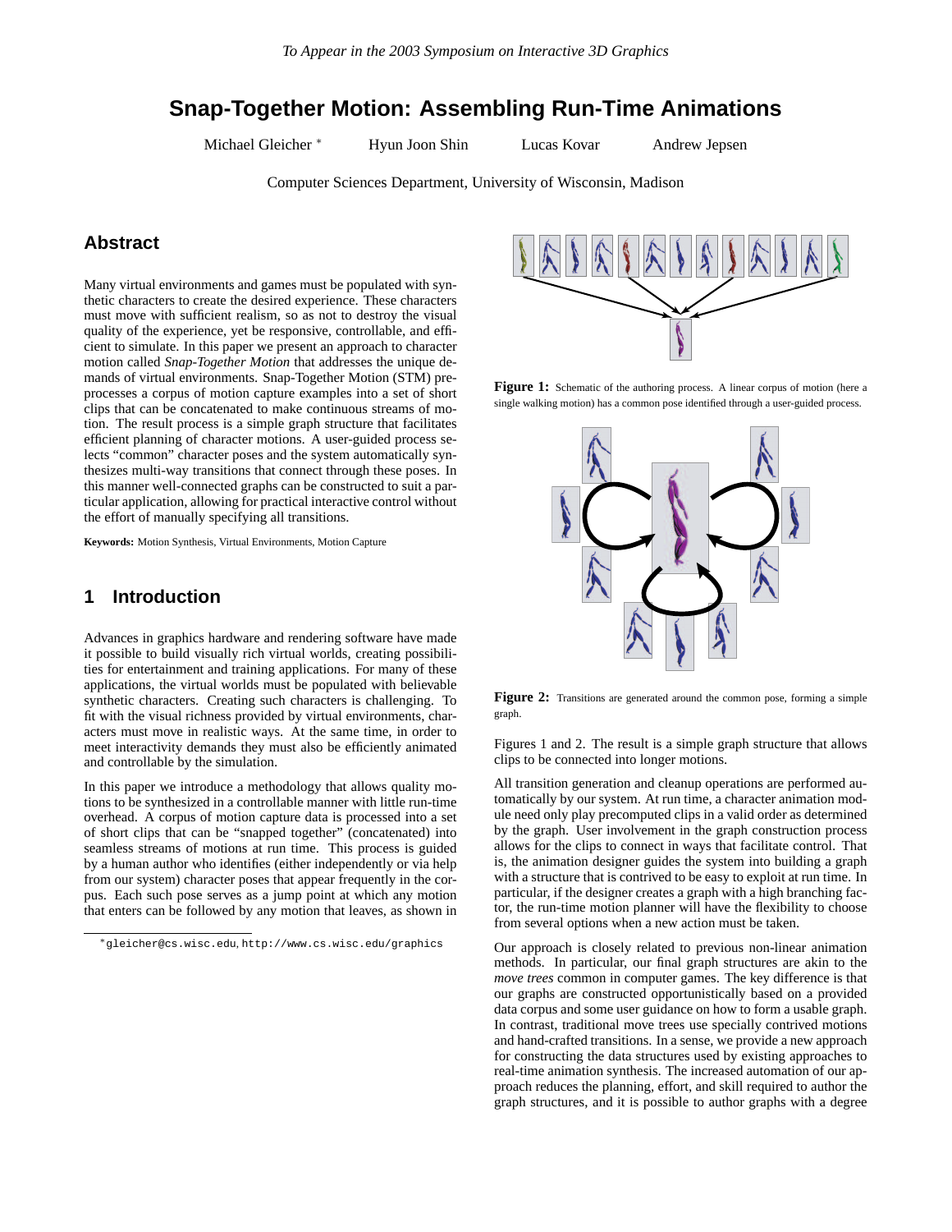# Snap-Together Motion: Assembling Run-Time Animations

Michael Gleicher [*] Hyun Joon Shin Lucas Kovar Andrew Jepsen

Computer Sciences Department, University of Wisconsin, Madison

## Abstract

Many virtual environments and games must be populated with synthetic characters to create the desired experience. These characters must move with sufficient realism, so as not to destroy the visual quality of the experience, yet be responsive, controllable, and efficient to simulate. In this paper we present an approach to character motion called *Snap-Together Motion* that addresses the unique demands of virtual environments. Snap-Together Motion (STM) preprocesses a corpus of motion capture examples into a set of short clips that can be concatenated to make continuous streams of motion. The result process is a simple graph structure that facilitates efficient planning of character motions. A user-guided process selects "common" character poses and the system automatically synthesizes multi-way transitions that connect through these poses. In this manner well-connected graphs can be constructed to suit a particular application, allowing for practical interactive control without the effort of manually specifying all transitions.

**Keywords:** Motion Synthesis, Virtual Environments, Motion Capture

## 1 Introduction

Advances in graphics hardware and rendering software have made it possible to build visually rich virtual worlds, creating possibilities for entertainment and training applications. For many of these applications, the virtual worlds must be populated with believable synthetic characters. Creating such characters is challenging. To fit with the visual richness provided by virtual environments, characters must move in realistic ways. At the same time, in order to meet interactivity demands they must also be efficiently animated and controllable by the simulation.

In this paper we introduce a methodology that allows quality motions to be synthesized in a controllable manner with little run-time overhead. A corpus of motion capture data is processed into a set of short clips that can be "snapped together" (concatenated) into seamless streams of motions at run time. This process is guided by a human author who identifies (either independently or via help from our system) character poses that appear frequently in the corpus. Each such pose serves as a jump point at which any motion that enters can be followed by any motion that leaves, as shown in Figures 1 and 2. The result is a simple graph structure that allows clips to be connected into longer motions.

**Figure 1:** Schematic of the authoring process. A linear corpus of motion (here a single walking motion) has a common pose identified through a user-guided process.

**Figure 2:** Transitions are generated around the common pose, forming a simple graph.

All transition generation and cleanup operations are performed automatically by our system. At run time, a character animation module need only play precomputed clips in a valid order as determined by the graph. User involvement in the graph construction process allows for the clips to connect in ways that facilitate control. That is, the animation designer guides the system into building a graph with a structure that is contrived to be easy to exploit at run time. In particular, if the designer creates a graph with a high branching factor, the run-time motion planner will have the flexibility to choose from several options when a new action must be taken.

Our approach is closely related to previous non-linear animation methods. In particular, our final graph structures are akin to the *move trees* common in computer games. The key difference is that our graphs are constructed opportunistically based on a provided data corpus and some user guidance on how to form a usable graph. In contrast, traditional move trees use specially contrived motions and hand-crafted transitions. In a sense, we provide a new approach for constructing the data structures used by existing approaches to real-time animation synthesis. The increased automation of our approach reduces the planning, effort, and skill required to author the graph structures, and it is possible to author graphs with a degree

---

[*] gleicher@cs.wisc.edu, http://www.cs.wisc.edu/graphics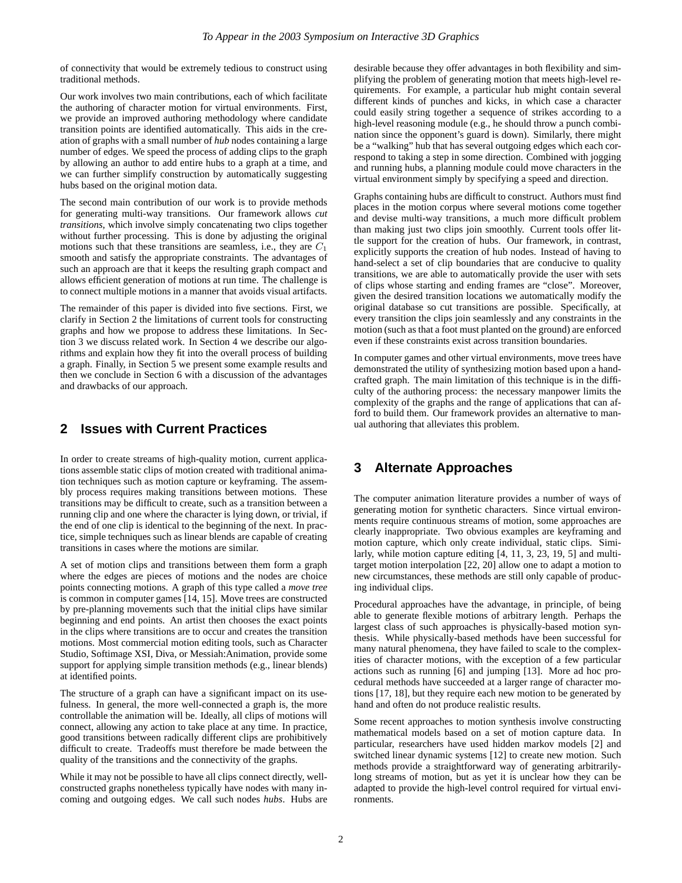of connectivity that would be extremely tedious to construct using traditional methods.

Our work involves two main contributions, each of which facilitate the authoring of character motion for virtual environments. First, we provide an improved authoring methodology where candidate transition points are identified automatically. This aids in the creation of graphs with a small number of *hub* nodes containing a large number of edges. We speed the process of adding clips to the graph by allowing an author to add entire hubs to a graph at a time, and we can further simplify construction by automatically suggesting hubs based on the original motion data.

The second main contribution of our work is to provide methods for generating multi-way transitions. Our framework allows *cut transitions*, which involve simply concatenating two clips together without further processing. This is done by adjusting the original motions such that these transitions are seamless, i.e., they are $C_1$ smooth and satisfy the appropriate constraints. The advantages of such an approach are that it keeps the resulting graph compact and allows efficient generation of motions at run time. The challenge is to connect multiple motions in a manner that avoids visual artifacts.

The remainder of this paper is divided into five sections. First, we clarify in Section 2 the limitations of current tools for constructing graphs and how we propose to address these limitations. In Section 3 we discuss related work. In Section 4 we describe our algorithms and explain how they fit into the overall process of building a graph. Finally, in Section 5 we present some example results and then we conclude in Section 6 with a discussion of the advantages and drawbacks of our approach.

## 2 Issues with Current Practices

In order to create streams of high-quality motion, current applications assemble static clips of motion created with traditional animation techniques such as motion capture or keyframing. The assembly process requires making transitions between motions. These transitions may be difficult to create, such as a transition between a running clip and one where the character is lying down, or trivial, if the end of one clip is identical to the beginning of the next. In practice, simple techniques such as linear blends are capable of creating transitions in cases where the motions are similar.

A set of motion clips and transitions between them form a graph where the edges are pieces of motions and the nodes are choice points connecting motions. A graph of this type called a *move tree* is common in computer games [14, 15]. Move trees are constructed by pre-planning movements such that the initial clips have similar beginning and end points. An artist then chooses the exact points in the clips where transitions are to occur and creates the transition motions. Most commercial motion editing tools, such as Character Studio, Softimage XSI, Diva, or Messiah:Animation, provide some support for applying simple transition methods (e.g., linear blends) at identified points.

The structure of a graph can have a significant impact on its usefulness. In general, the more well-connected a graph is, the more controllable the animation will be. Ideally, all clips of motions will connect, allowing any action to take place at any time. In practice, good transitions between radically different clips are prohibitively difficult to create. Tradeoffs must therefore be made between the quality of the transitions and the connectivity of the graphs.

While it may not be possible to have all clips connect directly, well-constructed graphs nonetheless typically have nodes with many incoming and outgoing edges. We call such nodes *hubs*. Hubs are desirable because they offer advantages in both flexibility and simplifying the problem of generating motion that meets high-level requirements. For example, a particular hub might contain several different kinds of punches and kicks, in which case a character could easily string together a sequence of strikes according to a high-level reasoning module (e.g., he should throw a punch combination since the opponent's guard is down). Similarly, there might be a "walking" hub that has several outgoing edges which each correspond to taking a step in some direction. Combined with jogging and running hubs, a planning module could move characters in the virtual environment simply by specifying a speed and direction.

Graphs containing hubs are difficult to construct. Authors must find places in the motion corpus where several motions come together and devise multi-way transitions, a much more difficult problem than making just two clips join smoothly. Current tools offer little support for the creation of hubs. Our framework, in contrast, explicitly supports the creation of hub nodes. Instead of having to hand-select a set of clip boundaries that are conducive to quality transitions, we are able to automatically provide the user with sets of clips whose starting and ending frames are "close". Moreover, given the desired transition locations we automatically modify the original database so cut transitions are possible. Specifically, at every transition the clips join seamlessly and any constraints in the motion (such as that a foot must planted on the ground) are enforced even if these constraints exist across transition boundaries.

In computer games and other virtual environments, move trees have demonstrated the utility of synthesizing motion based upon a handcrafted graph. The main limitation of this technique is in the difficulty of the authoring process: the necessary manpower limits the complexity of the graphs and the range of applications that can afford to build them. Our framework provides an alternative to manual authoring that alleviates this problem.

## 3 Alternate Approaches

The computer animation literature provides a number of ways of generating motion for synthetic characters. Since virtual environments require continuous streams of motion, some approaches are clearly inappropriate. Two obvious examples are keyframing and motion capture, which only create individual, static clips. Similarly, while motion capture editing [4, 11, 3, 23, 19, 5] and multi-target motion interpolation [22, 20] allow one to adapt a motion to new circumstances, these methods are still only capable of producing individual clips.

Procedural approaches have the advantage, in principle, of being able to generate flexible motions of arbitrary length. Perhaps the largest class of such approaches is physically-based motion synthesis. While physically-based methods have been successful for many natural phenomena, they have failed to scale to the complexities of character motions, with the exception of a few particular actions such as running [6] and jumping [13]. More ad hoc procedural methods have succeeded at a larger range of character motions [17, 18], but they require each new motion to be generated by hand and often do not produce realistic results.

Some recent approaches to motion synthesis involve constructing mathematical models based on a set of motion capture data. In particular, researchers have used hidden markov models [2] and switched linear dynamic systems [12] to create new motion. Such methods provide a straightforward way of generating arbitrarily-long streams of motion, but as yet it is unclear how they can be adapted to provide the high-level control required for virtual environments.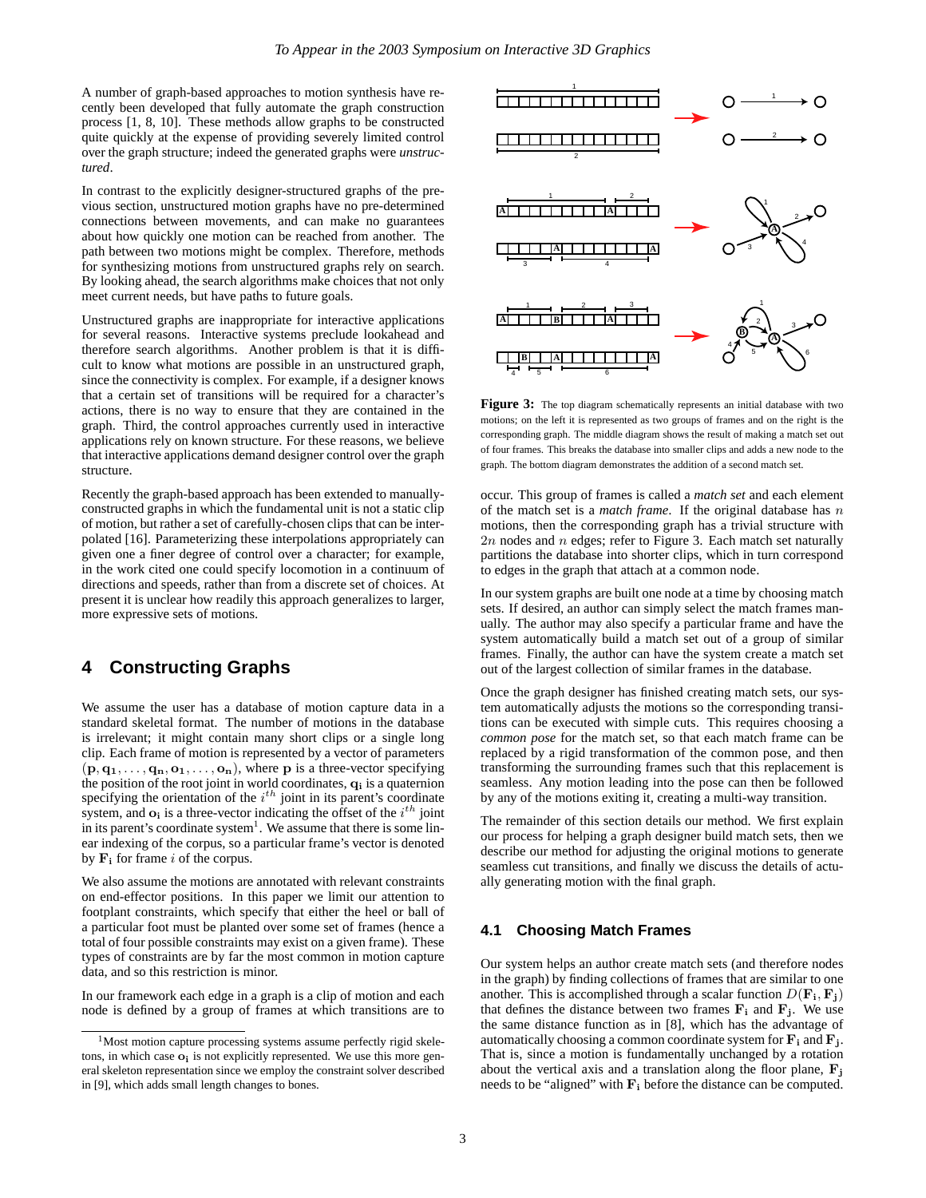A number of graph-based approaches to motion synthesis have recently been developed that fully automate the graph construction process [1, 8, 10]. These methods allow graphs to be constructed quite quickly at the expense of providing severely limited control over the graph structure; indeed the generated graphs were *unstructured*.

In contrast to the explicitly designer-structured graphs of the previous section, unstructured motion graphs have no pre-determined connections between movements, and can make no guarantees about how quickly one motion can be reached from another. The path between two motions might be complex. Therefore, methods for synthesizing motions from unstructured graphs rely on search. By looking ahead, the search algorithms make choices that not only meet current needs, but have paths to future goals.

Unstructured graphs are inappropriate for interactive applications for several reasons. Interactive systems preclude lookahead and therefore search algorithms. Another problem is that it is difficult to know what motions are possible in an unstructured graph, since the connectivity is complex. For example, if a designer knows that a certain set of transitions will be required for a character's actions, there is no way to ensure that they are contained in the graph. Third, the control approaches currently used in interactive applications rely on known structure. For these reasons, we believe that interactive applications demand designer control over the graph structure.

Recently the graph-based approach has been extended to manually-constructed graphs in which the fundamental unit is not a static clip of motion, but rather a set of carefully-chosen clips that can be interpolated [16]. Parameterizing these interpolations appropriately can given one a finer degree of control over a character; for example, in the work cited one could specify locomotion in a continuum of directions and speeds, rather than from a discrete set of choices. At present it is unclear how readily this approach generalizes to larger, more expressive sets of motions.

## 4 Constructing Graphs

We assume the user has a database of motion capture data in a standard skeletal format. The number of motions in the database is irrelevant; it might contain many short clips or a single long clip. Each frame of motion is represented by a vector of parameters $(\mathbf{p}, \mathbf{q_1}, \ldots, \mathbf{q_n}, \mathbf{o_1}, \ldots, \mathbf{o_n})$, where $\mathbf{p}$ is a three-vector specifying the position of the root joint in world coordinates, $\mathbf{q_i}$ is a quaternion specifying the orientation of the $i^{th}$ joint in its parent's coordinate system, and $\mathbf{o_i}$ is a three-vector indicating the offset of the $i^{th}$ joint in its parent's coordinate system[1]. We assume that there is some linear indexing of the corpus, so a particular frame's vector is denoted by $\mathbf{F_i}$ for frame $i$ of the corpus.

We also assume the motions are annotated with relevant constraints on end-effector positions. In this paper we limit our attention to footplant constraints, which specify that either the heel or ball of a particular foot must be planted over some set of frames (hence a total of four possible constraints may exist on a given frame). These types of constraints are by far the most common in motion capture data, and so this restriction is minor.

In our framework each edge in a graph is a clip of motion and each node is defined by a group of frames at which transitions are to occur. This group of frames is called a *match set* and each element of the match set is a *match frame*. If the original database has $n$ motions, then the corresponding graph has a trivial structure with $2n$ nodes and $n$ edges; refer to Figure 3. Each match set naturally partitions the database into shorter clips, which in turn correspond to edges in the graph that attach at a common node.

**Figure 3:** The top diagram schematically represents an initial database with two motions; on the left it is represented as two groups of frames and on the right is the corresponding graph. The middle diagram shows the result of making a match set out of four frames. This breaks the database into smaller clips and adds a new node to the graph. The bottom diagram demonstrates the addition of a second match set.

In our system graphs are built one node at a time by choosing match sets. If desired, an author can simply select the match frames manually. The author may also specify a particular frame and have the system automatically build a match set out of a group of similar frames. Finally, the author can have the system create a match set out of the largest collection of similar frames in the database.

Once the graph designer has finished creating match sets, our system automatically adjusts the motions so the corresponding transitions can be executed with simple cuts. This requires choosing a *common pose* for the match set, so that each match frame can be replaced by a rigid transformation of the common pose, and then transforming the surrounding frames such that this replacement is seamless. Any motion leading into the pose can then be followed by any of the motions exiting it, creating a multi-way transition.

The remainder of this section details our method. We first explain our process for helping a graph designer build match sets, then we describe our method for adjusting the original motions to generate seamless cut transitions, and finally we discuss the details of actually generating motion with the final graph.

### 4.1 Choosing Match Frames

Our system helps an author create match sets (and therefore nodes in the graph) by finding collections of frames that are similar to one another. This is accomplished through a scalar function $D(\mathbf{F_i}, \mathbf{F_j})$ that defines the distance between two frames $\mathbf{F_i}$ and $\mathbf{F_j}$. We use the same distance function as in [8], which has the advantage of automatically choosing a common coordinate system for $\mathbf{F_i}$ and $\mathbf{F_j}$. That is, since a motion is fundamentally unchanged by a rotation about the vertical axis and a translation along the floor plane, $\mathbf{F_j}$ needs to be "aligned" with $\mathbf{F_i}$ before the distance can be computed.

[1] Most motion capture processing systems assume perfectly rigid skeletons, in which case $\mathbf{o_i}$ is not explicitly represented. We use this more general skeleton representation since we employ the constraint solver described in [9], which adds small length changes to bones.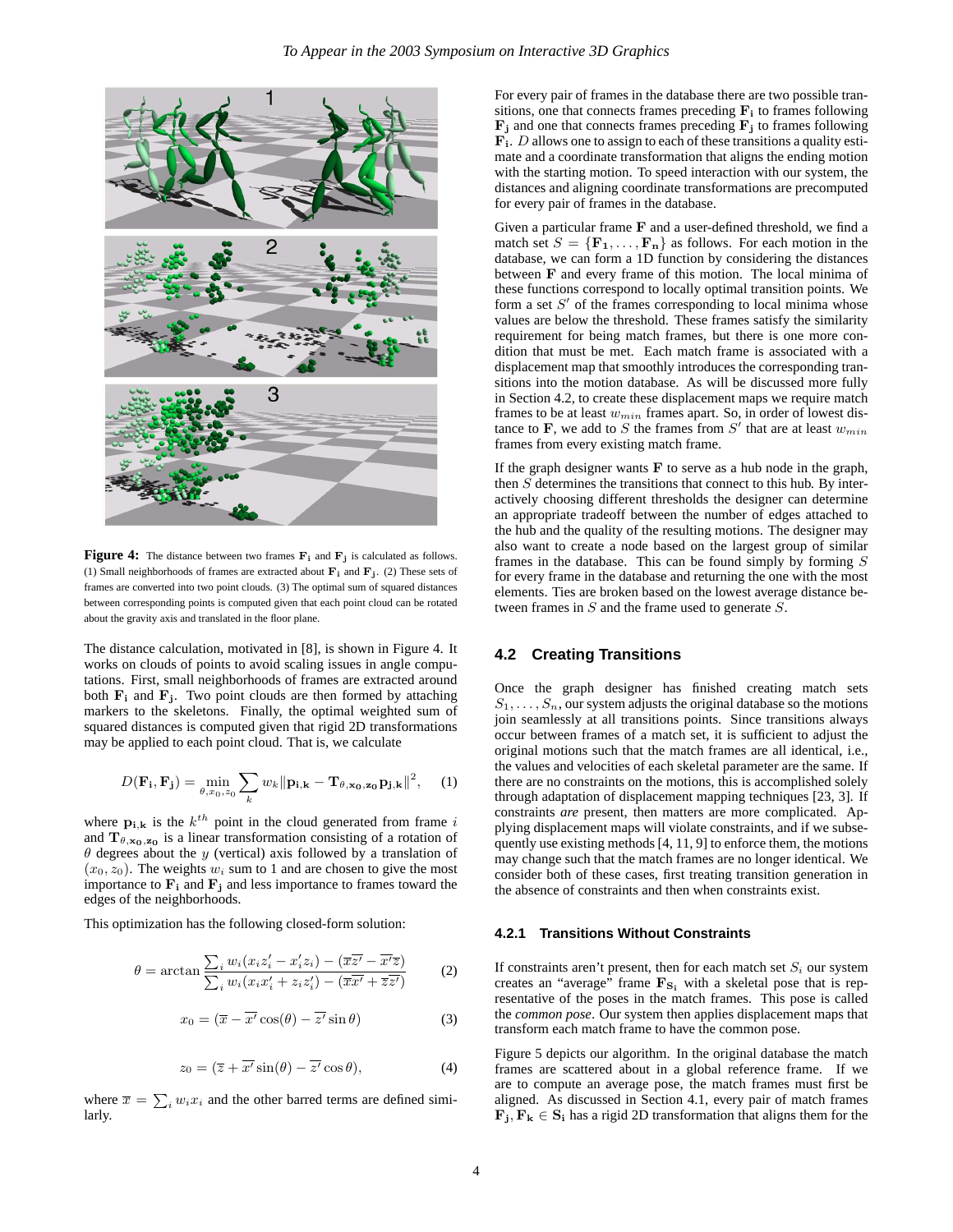**Figure 4:** The distance between two frames $\mathbf{F_i}$ and $\mathbf{F_j}$ is calculated as follows. (1) Small neighborhoods of frames are extracted about $\mathbf{F_i}$ and $\mathbf{F_j}$. (2) These sets of frames are converted into two point clouds. (3) The optimal sum of squared distances between corresponding points is computed given that each point cloud can be rotated about the gravity axis and translated in the floor plane.

The distance calculation, motivated in [8], is shown in Figure 4. It works on clouds of points to avoid scaling issues in angle computations. First, small neighborhoods of frames are extracted around both $\mathbf{F_i}$ and $\mathbf{F_j}$. Two point clouds are then formed by attaching markers to the skeletons. Finally, the optimal weighted sum of squared distances is computed given that rigid 2D transformations may be applied to each point cloud. That is, we calculate

$$D(\mathbf{F_i}, \mathbf{F_j}) = \min_{\theta, x_0, z_0} \sum_k w_k \|\mathbf{p_{i,k}} - \mathbf{T_{\theta, x_0, z_0}} \mathbf{p_{j,k}}\|^2, \quad (1)$$

where $\mathbf{p_{i,k}}$ is the $k^{th}$ point in the cloud generated from frame $i$ and $\mathbf{T_{\theta, x_0, z_0}}$ is a linear transformation consisting of a rotation of $\theta$ degrees about the $y$ (vertical) axis followed by a translation of $(x_0, z_0)$. The weights $w_i$ sum to 1 and are chosen to give the most importance to $\mathbf{F_i}$ and $\mathbf{F_j}$ and less importance to frames toward the edges of the neighborhoods.

This optimization has the following closed-form solution:

$$\theta = \arctan \frac{\sum_i w_i (x_i z'_i - x'_i z_i) - (\overline{x}\overline{z'} - \overline{x'}\overline{z})}{\sum_i w_i (x_i x'_i + z_i z'_i) - (\overline{x}\overline{x'} + \overline{z}\overline{z'})} \quad (2)$$

$$x_0 = (\overline{x} - \overline{x'}\cos(\theta) - \overline{z'}\sin\theta) \quad (3)$$

$$z_0 = (\overline{z} + \overline{x'}\sin(\theta) - \overline{z'}\cos\theta), \quad (4)$$

where $\overline{x} = \sum_i w_i x_i$ and the other barred terms are defined similarly.

For every pair of frames in the database there are two possible transitions, one that connects frames preceding $\mathbf{F_i}$ to frames following $\mathbf{F_j}$ and one that connects frames preceding $\mathbf{F_j}$ to frames following $\mathbf{F_i}$. $D$ allows one to assign to each of these transitions a quality estimate and a coordinate transformation that aligns the ending motion with the starting motion. To speed interaction with our system, the distances and aligning coordinate transformations are precomputed for every pair of frames in the database.

Given a particular frame $\mathbf{F}$ and a user-defined threshold, we find a match set $S = \{\mathbf{F_1}, \ldots, \mathbf{F_n}\}$ as follows. For each motion in the database, we can form a 1D function by considering the distances between $\mathbf{F}$ and every frame of this motion. The local minima of these functions correspond to locally optimal transition points. We form a set $S'$ of the frames corresponding to local minima whose values are below the threshold. These frames satisfy the similarity requirement for being match frames, but there is one more condition that must be met. Each match frame is associated with a displacement map that smoothly introduces the corresponding transitions into the motion database. As will be discussed more fully in Section 4.2, to create these displacement maps we require match frames to be at least $w_{min}$ frames apart. So, in order of lowest distance to $\mathbf{F}$, we add to $S$ the frames from $S'$ that are at least $w_{min}$ frames from every existing match frame.

If the graph designer wants $\mathbf{F}$ to serve as a hub node in the graph, then $S$ determines the transitions that connect to this hub. By interactively choosing different thresholds the designer can determine an appropriate tradeoff between the number of edges attached to the hub and the quality of the resulting motions. The designer may also want to create a node based on the largest group of similar frames in the database. This can be found simply by forming $S$ for every frame in the database and returning the one with the most elements. Ties are broken based on the lowest average distance between frames in $S$ and the frame used to generate $S$.

## 4.2 Creating Transitions

Once the graph designer has finished creating match sets $S_1, \ldots, S_n$, our system adjusts the original database so the motions join seamlessly at all transitions points. Since transitions always occur between frames of a match set, it is sufficient to adjust the original motions such that the match frames are all identical, i.e., the values and velocities of each skeletal parameter are the same. If there are no constraints on the motions, this is accomplished solely through adaptation of displacement mapping techniques [23, 3]. If constraints *are* present, then matters are more complicated. Applying displacement maps will violate constraints, and if we subsequently use existing methods [4, 11, 9] to enforce them, the motions may change such that the match frames are no longer identical. We consider both of these cases, first treating transition generation in the absence of constraints and then when constraints exist.

### 4.2.1 Transitions Without Constraints

If constraints aren't present, then for each match set $S_i$ our system creates an "average" frame $\mathbf{F_{S_i}}$ with a skeletal pose that is representative of the poses in the match frames. This pose is called the *common pose*. Our system then applies displacement maps that transform each match frame to have the common pose.

Figure 5 depicts our algorithm. In the original database the match frames are scattered about in a global reference frame. If we are to compute an average pose, the match frames must first be aligned. As discussed in Section 4.1, every pair of match frames $\mathbf{F_j}, \mathbf{F_k} \in \mathbf{S_i}$ has a rigid 2D transformation that aligns them for the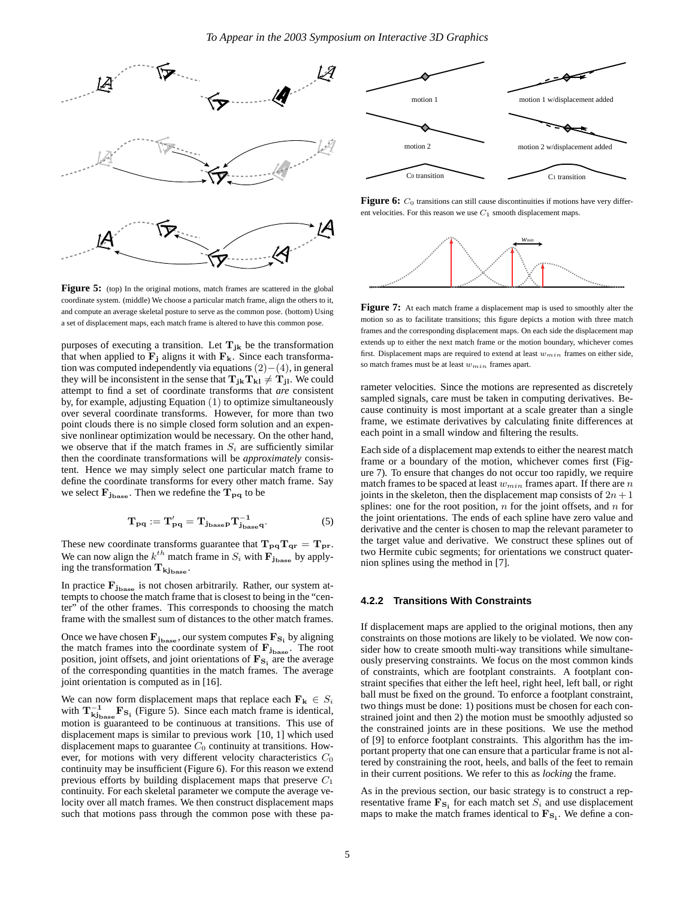**Figure 5:** (top) In the original motions, match frames are scattered in the global coordinate system. (middle) We choose a particular match frame, align the others to it, and compute an average skeletal posture to serve as the common pose. (bottom) Using a set of displacement maps, each match frame is altered to have this common pose.

purposes of executing a transition. Let $\mathbf{T_{jk}}$ be the transformation that when applied to $\mathbf{F_j}$ aligns it with $\mathbf{F_k}$. Since each transformation was computed independently via equations $(2)-(4)$, in general they will be inconsistent in the sense that $\mathbf{T_{jk}T_{kl}} \neq \mathbf{T_{jl}}$. We could attempt to find a set of coordinate transforms that *are* consistent by, for example, adjusting Equation $(1)$ to optimize simultaneously over several coordinate transforms. However, for more than two point clouds there is no simple closed form solution and an expensive nonlinear optimization would be necessary. On the other hand, we observe that if the match frames in $S_i$ are sufficiently similar then the coordinate transformations will be *approximately* consistent. Hence we may simply select one particular match frame to define the coordinate transforms for every other match frame. Say we select $\mathbf{F_{j_{base}}}$. Then we redefine the $\mathbf{T_{pq}}$ to be

$$\mathbf{T_{pq}} := \mathbf{T'_{pq}} = \mathbf{T_{j_{base}p}} \mathbf{T^{-1}_{j_{base}q}}. \quad (5)$$

These new coordinate transforms guarantee that $\mathbf{T_{pq}T_{qr}} = \mathbf{T_{pr}}$. We can now align the $k^{th}$ match frame in $S_i$ with $\mathbf{F_{j_{base}}}$ by applying the transformation $\mathbf{T_{kj_{base}}}$.

In practice $\mathbf{F_{j_{base}}}$ is not chosen arbitrarily. Rather, our system attempts to choose the match frame that is closest to being in the "center" of the other frames. This corresponds to choosing the match frame with the smallest sum of distances to the other match frames.

Once we have chosen $\mathbf{F_{j_{base}}}$, our system computes $\mathbf{F_{S_i}}$ by aligning the match frames into the coordinate system of $\mathbf{F_{j_{base}}}$. The root position, joint offsets, and joint orientations of $\mathbf{F_{S_i}}$ are the average of the corresponding quantities in the match frames. The average joint orientation is computed as in [16].

We can now form displacement maps that replace each $\mathbf{F_k} \in S_i$ with $\mathbf{T^{-1}_{kj_{base}}F_{S_i}}$ (Figure 5). Since each match frame is identical, motion is guaranteed to be continuous at transitions. This use of displacement maps is similar to previous work [10, 1] which used displacement maps to guarantee $C_0$ continuity at transitions. However, for motions with very different velocity characteristics $C_0$ continuity may be insufficient (Figure 6). For this reason we extend previous efforts by building displacement maps that preserve $C_1$ continuity. For each skeletal parameter we compute the average velocity over all match frames. We then construct displacement maps such that motions pass through the common pose with these parameter velocities. Since the motions are represented as discretely sampled signals, care must be taken in computing derivatives. Because continuity is most important at a scale greater than a single frame, we estimate derivatives by calculating finite differences at each point in a small window and filtering the results.

**Figure 6:** $C_0$ transitions can still cause discontinuities if motions have very different velocities. For this reason we use $C_1$ smooth displacement maps.

**Figure 7:** At each match frame a displacement map is used to smoothly alter the motion so as to facilitate transitions; this figure depicts a motion with three match frames and the corresponding displacement maps. On each side the displacement map extends up to either the next match frame or the motion boundary, whichever comes first. Displacement maps are required to extend at least $w_{min}$ frames on either side, so match frames must be at least $w_{min}$ frames apart.

Each side of a displacement map extends to either the nearest match frame or a boundary of the motion, whichever comes first (Figure 7). To ensure that changes do not occur too rapidly, we require match frames to be spaced at least $w_{min}$ frames apart. If there are $n$ joints in the skeleton, then the displacement map consists of $2n+1$ splines: one for the root position, $n$ for the joint offsets, and $n$ for the joint orientations. The ends of each spline have zero value and derivative and the center is chosen to map the relevant parameter to the target value and derivative. We construct these splines out of two Hermite cubic segments; for orientations we construct quaternion splines using the method in [7].

#### 4.2.2 Transitions With Constraints

If displacement maps are applied to the original motions, then any constraints on those motions are likely to be violated. We now consider how to create smooth multi-way transitions while simultaneously preserving constraints. We focus on the most common kinds of constraints, which are footplant constraints. A footplant constraint specifies that either the left heel, right heel, left ball, or right ball must be fixed on the ground. To enforce a footplant constraint, two things must be done: 1) positions must be chosen for each constrained joint and then 2) the motion must be smoothly adjusted so the constrained joints are in these positions. We use the method of [9] to enforce footplant constraints. This algorithm has the important property that one can ensure that a particular frame is not altered by constraining the root, heels, and balls of the feet to remain in their current positions. We refer to this as *locking* the frame.

As in the previous section, our basic strategy is to construct a representative frame $\mathbf{F_{S_i}}$ for each match set $S_i$ and use displacement maps to make the match frames identical to $\mathbf{F_{S_i}}$. We define a con-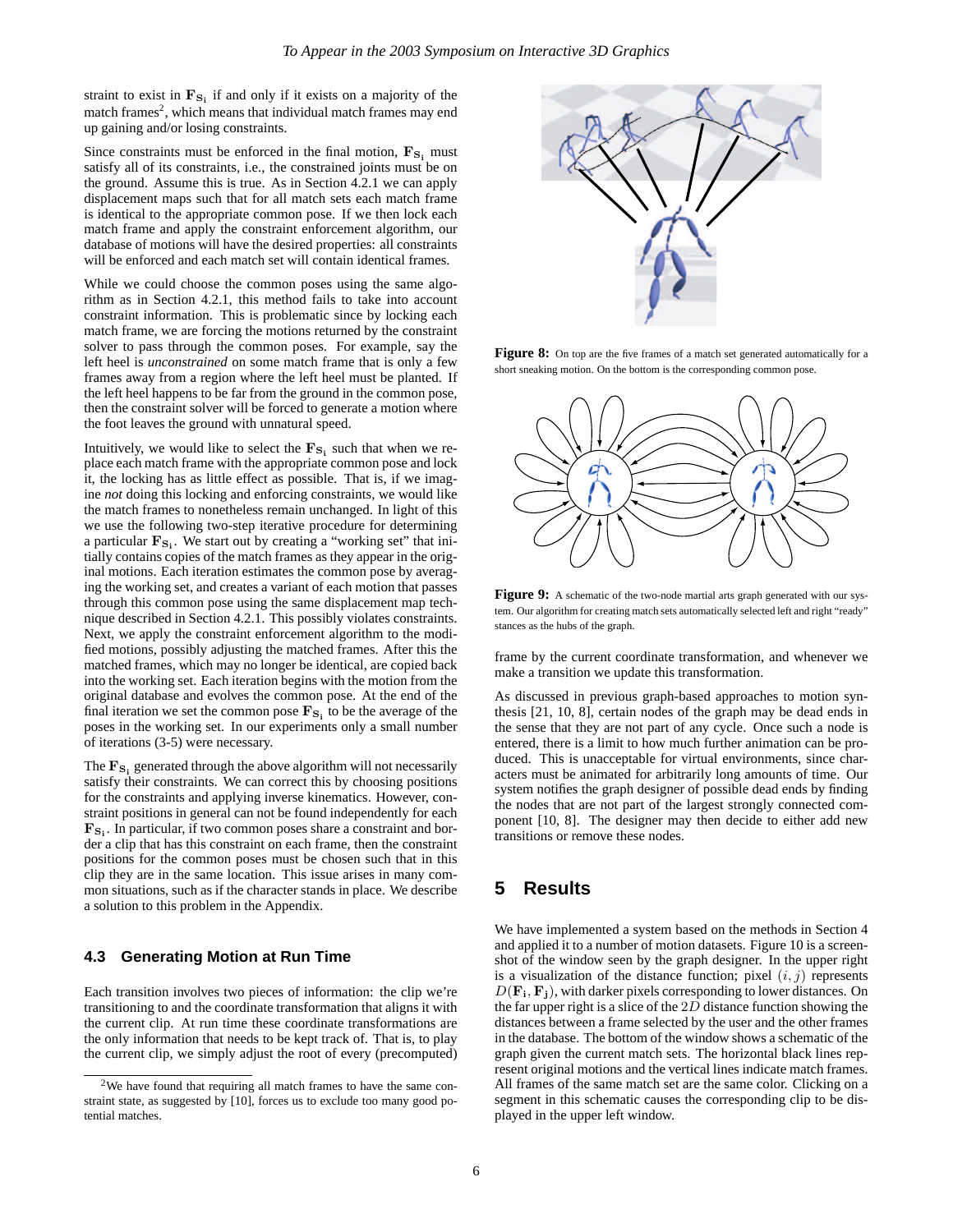straint to exist in $\mathbf{F}_{\mathbf{S}_i}$ if and only if it exists on a majority of the match frames[2], which means that individual match frames may end up gaining and/or losing constraints.

Since constraints must be enforced in the final motion, $\mathbf{F}_{\mathbf{S}_i}$ must satisfy all of its constraints, i.e., the constrained joints must be on the ground. Assume this is true. As in Section 4.2.1 we can apply displacement maps such that for all match sets each match frame is identical to the appropriate common pose. If we then lock each match frame and apply the constraint enforcement algorithm, our database of motions will have the desired properties: all constraints will be enforced and each match set will contain identical frames.

While we could choose the common poses using the same algorithm as in Section 4.2.1, this method fails to take into account constraint information. This is problematic since by locking each match frame, we are forcing the motions returned by the constraint solver to pass through the common poses. For example, say the left heel is *unconstrained* on some match frame that is only a few frames away from a region where the left heel must be planted. If the left heel happens to be far from the ground in the common pose, then the constraint solver will be forced to generate a motion where the foot leaves the ground with unnatural speed.

Intuitively, we would like to select the $\mathbf{F}_{\mathbf{S}_i}$ such that when we replace each match frame with the appropriate common pose and lock it, the locking has as little effect as possible. That is, if we imagine *not* doing this locking and enforcing constraints, we would like the match frames to nonetheless remain unchanged. In light of this we use the following two-step iterative procedure for determining a particular $\mathbf{F}_{\mathbf{S}_i}$. We start out by creating a "working set" that initially contains copies of the match frames as they appear in the original motions. Each iteration estimates the common pose by averaging the working set, and creates a variant of each motion that passes through this common pose using the same displacement map technique described in Section 4.2.1. This possibly violates constraints. Next, we apply the constraint enforcement algorithm to the modified motions, possibly adjusting the matched frames. After this the matched frames, which may no longer be identical, are copied back into the working set. Each iteration begins with the motion from the original database and evolves the common pose. At the end of the final iteration we set the common pose $\mathbf{F}_{\mathbf{S}_i}$ to be the average of the poses in the working set. In our experiments only a small number of iterations (3-5) were necessary.

The $\mathbf{F}_{\mathbf{S}_i}$ generated through the above algorithm will not necessarily satisfy their constraints. We can correct this by choosing positions for the constraints and applying inverse kinematics. However, constraint positions in general can not be found independently for each $\mathbf{F}_{\mathbf{S}_i}$. In particular, if two common poses share a constraint and border a clip that has this constraint on each frame, then the constraint positions for the common poses must be chosen such that in this clip they are in the same location. This issue arises in many common situations, such as if the character stands in place. We describe a solution to this problem in the Appendix.

### 4.3 Generating Motion at Run Time

Each transition involves two pieces of information: the clip we're transitioning to and the coordinate transformation that aligns it with the current clip. At run time these coordinate transformations are the only information that needs to be kept track of. That is, to play the current clip, we simply adjust the root of every (precomputed) frame by the current coordinate transformation, and whenever we make a transition we update this transformation.

[2] We have found that requiring all match frames to have the same constraint state, as suggested by [10], forces us to exclude too many good potential matches.

**Figure 8:** On top are the five frames of a match set generated automatically for a short sneaking motion. On the bottom is the corresponding common pose.

**Figure 9:** A schematic of the two-node martial arts graph generated with our system. Our algorithm for creating match sets automatically selected left and right "ready" stances as the hubs of the graph.

As discussed in previous graph-based approaches to motion synthesis [21, 10, 8], certain nodes of the graph may be dead ends in the sense that they are not part of any cycle. Once such a node is entered, there is a limit to how much further animation can be produced. This is unacceptable for virtual environments, since characters must be animated for arbitrarily long amounts of time. Our system notifies the graph designer of possible dead ends by finding the nodes that are not part of the largest strongly connected component [10, 8]. The designer may then decide to either add new transitions or remove these nodes.

## 5 Results

We have implemented a system based on the methods in Section 4 and applied it to a number of motion datasets. Figure 10 is a screenshot of the window seen by the graph designer. In the upper right is a visualization of the distance function; pixel $(i, j)$ represents $D(\mathbf{F}_i, \mathbf{F}_j)$, with darker pixels corresponding to lower distances. On the far upper right is a slice of the $2D$ distance function showing the distances between a frame selected by the user and the other frames in the database. The bottom of the window shows a schematic of the graph given the current match sets. The horizontal black lines represent original motions and the vertical lines indicate match frames. All frames of the same match set are the same color. Clicking on a segment in this schematic causes the corresponding clip to be displayed in the upper left window.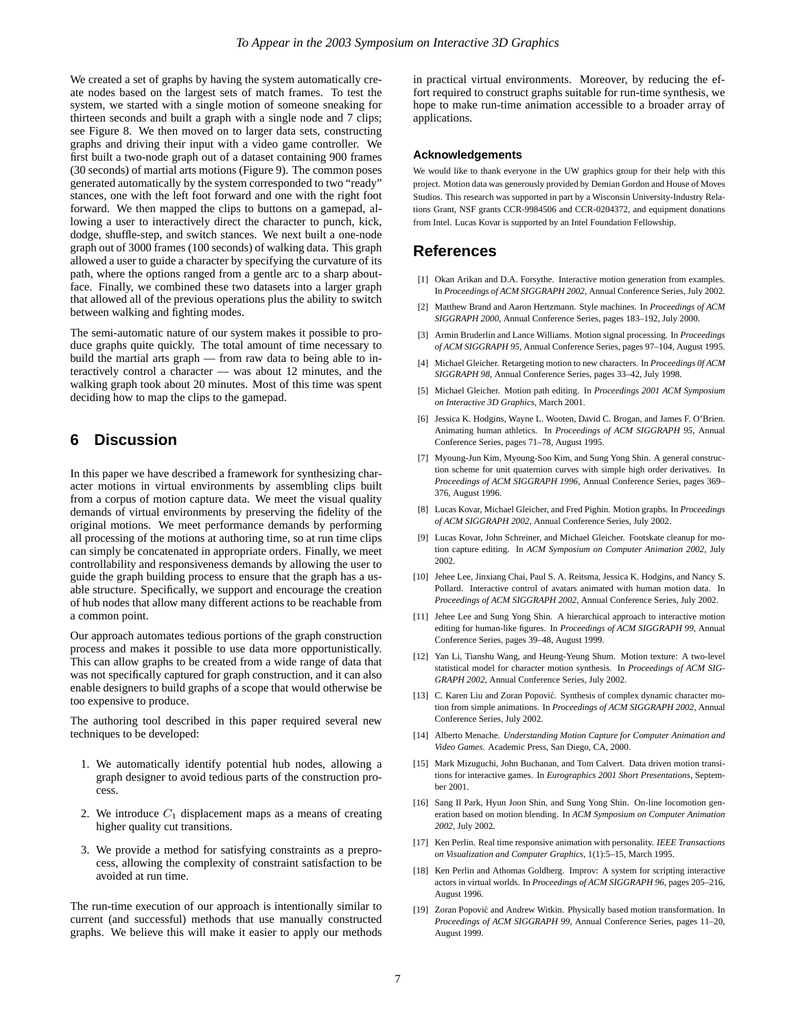We created a set of graphs by having the system automatically create nodes based on the largest sets of match frames. To test the system, we started with a single motion of someone sneaking for thirteen seconds and built a graph with a single node and 7 clips; see Figure 8. We then moved on to larger data sets, constructing graphs and driving their input with a video game controller. We first built a two-node graph out of a dataset containing 900 frames (30 seconds) of martial arts motions (Figure 9). The common poses generated automatically by the system corresponded to two "ready" stances, one with the left foot forward and one with the right foot forward. We then mapped the clips to buttons on a gamepad, allowing a user to interactively direct the character to punch, kick, dodge, shuffle-step, and switch stances. We next built a one-node graph out of 3000 frames (100 seconds) of walking data. This graph allowed a user to guide a character by specifying the curvature of its path, where the options ranged from a gentle arc to a sharp aboutface. Finally, we combined these two datasets into a larger graph that allowed all of the previous operations plus the ability to switch between walking and fighting modes.

The semi-automatic nature of our system makes it possible to produce graphs quite quickly. The total amount of time necessary to build the martial arts graph — from raw data to being able to interactively control a character — was about 12 minutes, and the walking graph took about 20 minutes. Most of this time was spent deciding how to map the clips to the gamepad.

## 6 Discussion

In this paper we have described a framework for synthesizing character motions in virtual environments by assembling clips built from a corpus of motion capture data. We meet the visual quality demands of virtual environments by preserving the fidelity of the original motions. We meet performance demands by performing all processing of the motions at authoring time, so at run time clips can simply be concatenated in appropriate orders. Finally, we meet controllability and responsiveness demands by allowing the user to guide the graph building process to ensure that the graph has a usable structure. Specifically, we support and encourage the creation of hub nodes that allow many different actions to be reachable from a common point.

Our approach automates tedious portions of the graph construction process and makes it possible to use data more opportunistically. This can allow graphs to be created from a wide range of data that was not specifically captured for graph construction, and it can also enable designers to build graphs of a scope that would otherwise be too expensive to produce.

The authoring tool described in this paper required several new techniques to be developed:

1. We automatically identify potential hub nodes, allowing a graph designer to avoid tedious parts of the construction process.
2. We introduce $C_1$ displacement maps as a means of creating higher quality cut transitions.
3. We provide a method for satisfying constraints as a preprocess, allowing the complexity of constraint satisfaction to be avoided at run time.

The run-time execution of our approach is intentionally similar to current (and successful) methods that use manually constructed graphs. We believe this will make it easier to apply our methods in practical virtual environments. Moreover, by reducing the effort required to construct graphs suitable for run-time synthesis, we hope to make run-time animation accessible to a broader array of applications.

### Acknowledgements

We would like to thank everyone in the UW graphics group for their help with this project. Motion data was generously provided by Demian Gordon and House of Moves Studios. This research was supported in part by a Wisconsin University-Industry Relations Grant, NSF grants CCR-9984506 and CCR-0204372, and equipment donations from Intel. Lucas Kovar is supported by an Intel Foundation Fellowship.

## References

[1] Okan Arikan and D.A. Forsythe. Interactive motion generation from examples. In *Proceedings of ACM SIGGRAPH 2002*, Annual Conference Series, July 2002.

[2] Matthew Brand and Aaron Hertzmann. Style machines. In *Proceedings of ACM SIGGRAPH 2000*, Annual Conference Series, pages 183–192, July 2000.

[3] Armin Bruderlin and Lance Williams. Motion signal processing. In *Proceedings of ACM SIGGRAPH 95*, Annual Conference Series, pages 97–104, August 1995.

[4] Michael Gleicher. Retargeting motion to new characters. In *Proceedings 0f ACM SIGGRAPH 98*, Annual Conference Series, pages 33–42, July 1998.

[5] Michael Gleicher. Motion path editing. In *Proceedings 2001 ACM Symposium on Interactive 3D Graphics*, March 2001.

[6] Jessica K. Hodgins, Wayne L. Wooten, David C. Brogan, and James F. O'Brien. Animating human athletics. In *Proceedings of ACM SIGGRAPH 95*, Annual Conference Series, pages 71–78, August 1995.

[7] Myoung-Jun Kim, Myoung-Soo Kim, and Sung Yong Shin. A general construction scheme for unit quaternion curves with simple high order derivatives. In *Proceedings of ACM SIGGRAPH 1996*, Annual Conference Series, pages 369–376, August 1996.

[8] Lucas Kovar, Michael Gleicher, and Fred Pighin. Motion graphs. In *Proceedings of ACM SIGGRAPH 2002*, Annual Conference Series, July 2002.

[9] Lucas Kovar, John Schreiner, and Michael Gleicher. Footskate cleanup for motion capture editing. In *ACM Symposium on Computer Animation 2002*, July 2002.

[10] Jehee Lee, Jinxiang Chai, Paul S. A. Reitsma, Jessica K. Hodgins, and Nancy S. Pollard. Interactive control of avatars animated with human motion data. In *Proceedings of ACM SIGGRAPH 2002*, Annual Conference Series, July 2002.

[11] Jehee Lee and Sung Yong Shin. A hierarchical approach to interactive motion editing for human-like figures. In *Proceedings of ACM SIGGRAPH 99*, Annual Conference Series, pages 39–48, August 1999.

[12] Yan Li, Tianshu Wang, and Heung-Yeung Shum. Motion texture: A two-level statistical model for character motion synthesis. In *Proceedings of ACM SIGGRAPH 2002*, Annual Conference Series, July 2002.

[13] C. Karen Liu and Zoran Popović. Synthesis of complex dynamic character motion from simple animations. In *Proceedings of ACM SIGGRAPH 2002*, Annual Conference Series, July 2002.

[14] Alberto Menache. *Understanding Motion Capture for Computer Animation and Video Games*. Academic Press, San Diego, CA, 2000.

[15] Mark Mizuguchi, John Buchanan, and Tom Calvert. Data driven motion transitions for interactive games. In *Eurographics 2001 Short Presentations*, September 2001.

[16] Sang Il Park, Hyun Joon Shin, and Sung Yong Shin. On-line locomotion generation based on motion blending. In *ACM Symposium on Computer Animation 2002*, July 2002.

[17] Ken Perlin. Real time responsive animation with personality. *IEEE Transactions on Visualization and Computer Graphics*, 1(1):5–15, March 1995.

[18] Ken Perlin and Athomas Goldberg. Improv: A system for scripting interactive actors in virtual worlds. In *Proceedings of ACM SIGGRAPH 96*, pages 205–216, August 1996.

[19] Zoran Popović and Andrew Witkin. Physically based motion transformation. In *Proceedings of ACM SIGGRAPH 99*, Annual Conference Series, pages 11–20, August 1999.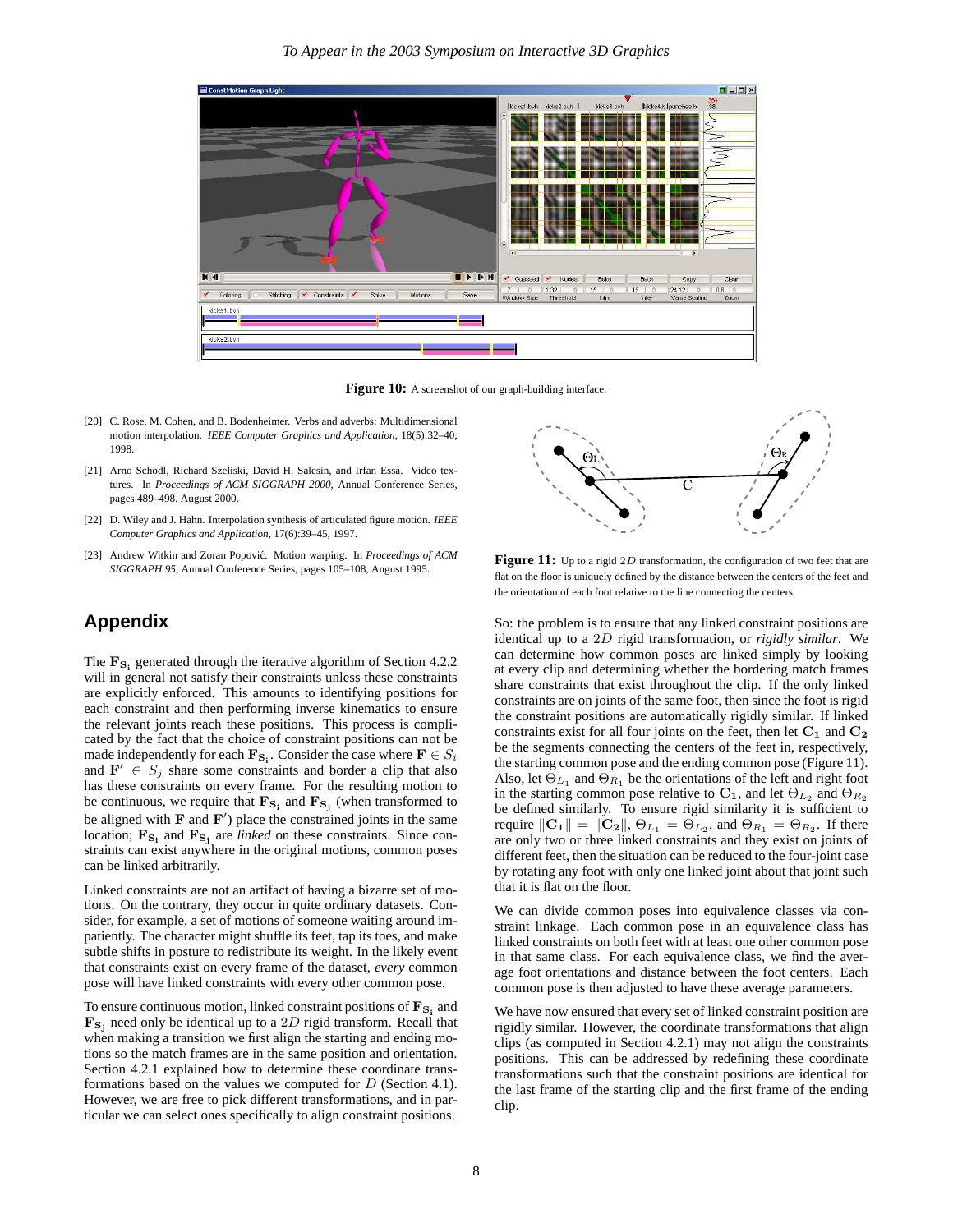Figure 10: A screenshot of our graph-building interface.

[20] C. Rose, M. Cohen, and B. Bodenheimer. Verbs and adverbs: Multidimensional motion interpolation. *IEEE Computer Graphics and Application*, 18(5):32–40, 1998.

[21] Arno Schodl, Richard Szeliski, David H. Salesin, and Irfan Essa. Video textures. In *Proceedings of ACM SIGGRAPH 2000*, Annual Conference Series, pages 489–498, August 2000.

[22] D. Wiley and J. Hahn. Interpolation synthesis of articulated figure motion. *IEEE Computer Graphics and Application*, 17(6):39–45, 1997.

[23] Andrew Witkin and Zoran Popović. Motion warping. In *Proceedings of ACM SIGGRAPH 95*, Annual Conference Series, pages 105–108, August 1995.

## Appendix

The $\mathbf{F_{S_i}}$ generated through the iterative algorithm of Section 4.2.2 will in general not satisfy their constraints unless these constraints are explicitly enforced. This amounts to identifying positions for each constraint and then performing inverse kinematics to ensure the relevant joints reach these positions. This process is complicated by the fact that the choice of constraint positions can not be made independently for each $\mathbf{F_{S_i}}$. Consider the case where $\mathbf{F} \in S_i$ and $\mathbf{F}' \in S_j$ share some constraints and border a clip that also has these constraints on every frame. For the resulting motion to be continuous, we require that $\mathbf{F_{S_i}}$ and $\mathbf{F_{S_j}}$ (when transformed to be aligned with $\mathbf{F}$ and $\mathbf{F}'$) place the constrained joints in the same location; $\mathbf{F_{S_i}}$ and $\mathbf{F_{S_j}}$ are *linked* on these constraints. Since constraints can exist anywhere in the original motions, common poses can be linked arbitrarily.

Linked constraints are not an artifact of having a bizarre set of motions. On the contrary, they occur in quite ordinary datasets. Consider, for example, a set of motions of someone waiting around impatiently. The character might shuffle its feet, tap its toes, and make subtle shifts in posture to redistribute its weight. In the likely event that constraints exist on every frame of the dataset, *every* common pose will have linked constraints with every other common pose.

To ensure continuous motion, linked constraint positions of $\mathbf{F_{S_i}}$ and $\mathbf{F_{S_j}}$ need only be identical up to a $2D$ rigid transform. Recall that when making a transition we first align the starting and ending motions so the match frames are in the same position and orientation. Section 4.2.1 explained how to determine these coordinate transformations based on the values we computed for $D$ (Section 4.1). However, we are free to pick different transformations, and in particular we can select ones specifically to align constraint positions.

Figure 11: Up to a rigid $2D$ transformation, the configuration of two feet that are flat on the floor is uniquely defined by the distance between the centers of the feet and the orientation of each foot relative to the line connecting the centers.

So: the problem is to ensure that any linked constraint positions are identical up to a $2D$ rigid transformation, or *rigidly similar*. We can determine how common poses are linked simply by looking at every clip and determining whether the bordering match frames share constraints that exist throughout the clip. If the only linked constraints are on joints of the same foot, then since the foot is rigid the constraint positions are automatically rigidly similar. If linked constraints exist for all four joints on the feet, then let $\mathbf{C_1}$ and $\mathbf{C_2}$ be the segments connecting the centers of the feet in, respectively, the starting common pose and the ending common pose (Figure 11). Also, let $\Theta_{L_1}$ and $\Theta_{R_1}$ be the orientations of the left and right foot in the starting common pose relative to $\mathbf{C_1}$, and let $\Theta_{L_2}$ and $\Theta_{R_2}$ be defined similarly. To ensure rigid similarity it is sufficient to require $\|\mathbf{C_1}\| = \|\mathbf{C_2}\|$, $\Theta_{L_1} = \Theta_{L_2}$, and $\Theta_{R_1} = \Theta_{R_2}$. If there are only two or three linked constraints and they exist on joints of different feet, then the situation can be reduced to the four-joint case by rotating any foot with only one linked joint about that joint such that it is flat on the floor.

We can divide common poses into equivalence classes via constraint linkage. Each common pose in an equivalence class has linked constraints on both feet with at least one other common pose in that same class. For each equivalence class, we find the average foot orientations and distance between the foot centers. Each common pose is then adjusted to have these average parameters.

We have now ensured that every set of linked constraint position are rigidly similar. However, the coordinate transformations that align clips (as computed in Section 4.2.1) may not align the constraints positions. This can be addressed by redefining these coordinate transformations such that the constraint positions are identical for the last frame of the starting clip and the first frame of the ending clip.